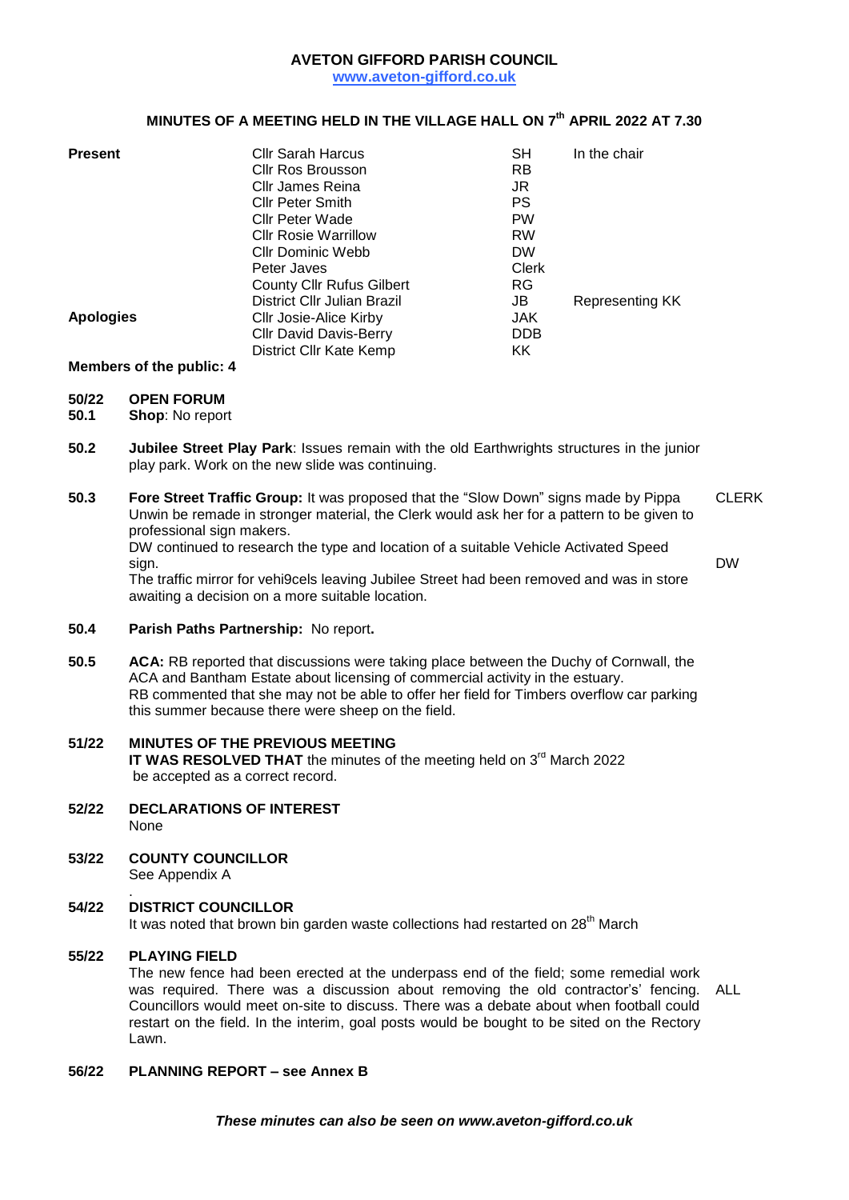# AVETON GIFFORD PARISH COUNCIL

**www.aveton-gifford.co.uk**

## MINUTES OF A MEETING HELD IN THE VILLAGE HALL ON 7th APRIL 2022 AT 7.30

| | | | |
|---|---|---|---|
| **Present** | Cllr Sarah Harcus | SH | In the chair |
| | Cllr Ros Brousson | RB | |
| | Cllr James Reina | JR | |
| | Cllr Peter Smith | PS | |
| | Cllr Peter Wade | PW | |
| | Cllr Rosie Warrillow | RW | |
| | Cllr Dominic Webb | DW | |
| | Peter Javes | Clerk | |
| | County Cllr Rufus Gilbert | RG | |
| | District Cllr Julian Brazil | JB | Representing KK |
| **Apologies** | Cllr Josie-Alice Kirby | JAK | |
| | Cllr David Davis-Berry | DDB | |
| | District Cllr Kate Kemp | KK | |

**Members of the public: 4**

**50/22 OPEN FORUM**

**50.1 Shop**: No report

**50.2 Jubilee Street Play Park**: Issues remain with the old Earthwrights structures in the junior play park. Work on the new slide was continuing.

**50.3 Fore Street Traffic Group:** It was proposed that the "Slow Down" signs made by Pippa Unwin be remade in stronger material, the Clerk would ask her for a pattern to be given to professional sign makers. — CLERK

DW continued to research the type and location of a suitable Vehicle Activated Speed sign. — DW

The traffic mirror for vehi9cels leaving Jubilee Street had been removed and was in store awaiting a decision on a more suitable location.

**50.4 Parish Paths Partnership:** No report**.**

**50.5 ACA:** RB reported that discussions were taking place between the Duchy of Cornwall, the ACA and Bantham Estate about licensing of commercial activity in the estuary.
RB commented that she may not be able to offer her field for Timbers overflow car parking this summer because there were sheep on the field.

**51/22 MINUTES OF THE PREVIOUS MEETING**

**IT WAS RESOLVED THAT** the minutes of the meeting held on 3rd March 2022 be accepted as a correct record.

**52/22 DECLARATIONS OF INTEREST**

None

**53/22 COUNTY COUNCILLOR**

See Appendix A

**54/22 DISTRICT COUNCILLOR**

It was noted that brown bin garden waste collections had restarted on 28th March

**55/22 PLAYING FIELD**

The new fence had been erected at the underpass end of the field; some remedial work was required. There was a discussion about removing the old contractor's' fencing. Councillors would meet on-site to discuss. There was a debate about when football could restart on the field. In the interim, goal posts would be bought to be sited on the Rectory Lawn. — ALL

**56/22 PLANNING REPORT – see Annex B**

***These minutes can also be seen on www.aveton-gifford.co.uk***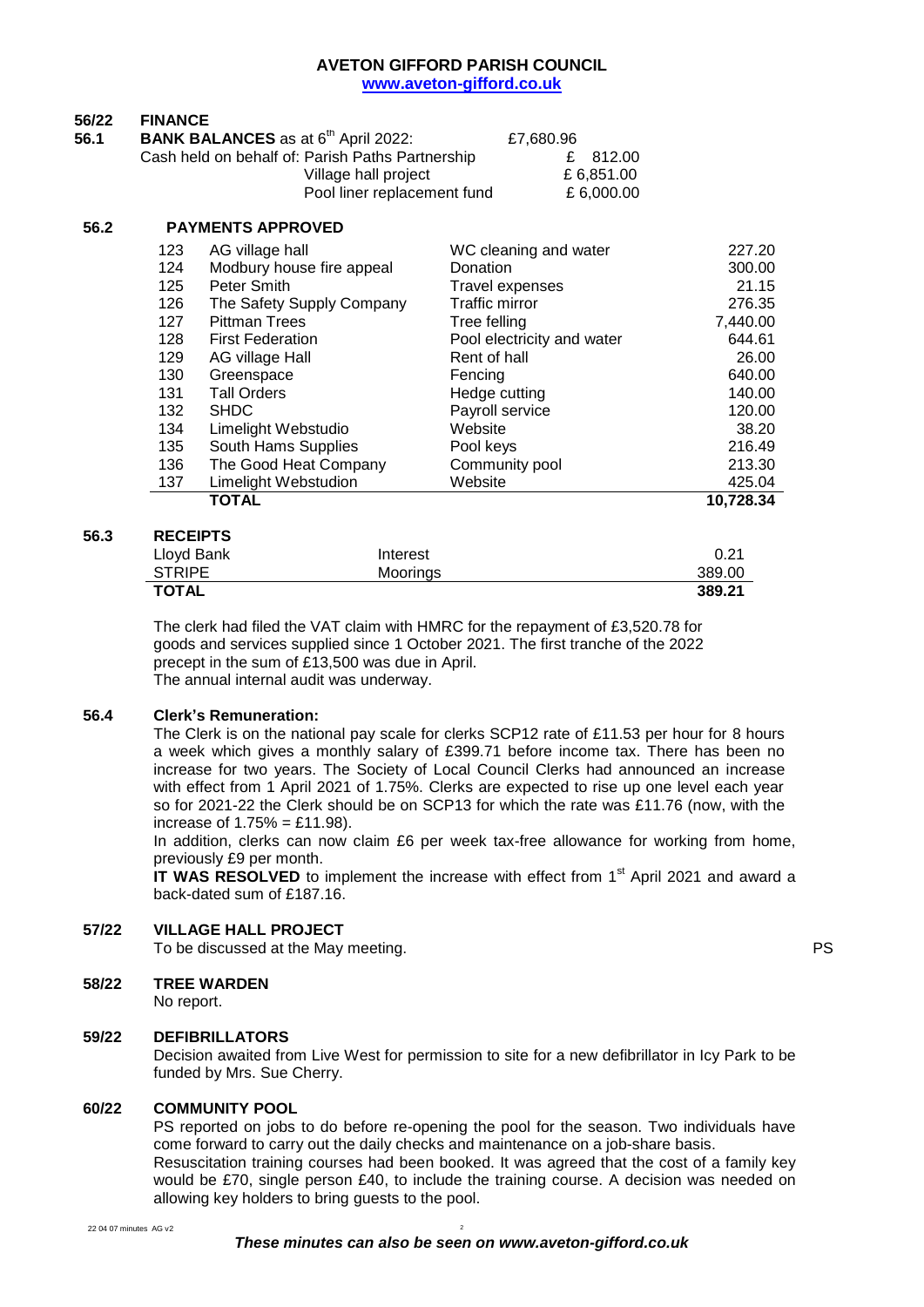# AVETON GIFFORD PARISH COUNCIL

www.aveton-gifford.co.uk

## 56/22 FINANCE

### 56.1 BANK BALANCES as at 6th April 2022: £7,680.96

| | |
|---|---|
| Cash held on behalf of: Parish Paths Partnership | £ 812.00 |
| Village hall project | £ 6,851.00 |
| Pool liner replacement fund | £ 6,000.00 |

### 56.2 PAYMENTS APPROVED

| | | | |
|---|---|---|---|
| 123 | AG village hall | WC cleaning and water | 227.20 |
| 124 | Modbury house fire appeal | Donation | 300.00 |
| 125 | Peter Smith | Travel expenses | 21.15 |
| 126 | The Safety Supply Company | Traffic mirror | 276.35 |
| 127 | Pittman Trees | Tree felling | 7,440.00 |
| 128 | First Federation | Pool electricity and water | 644.61 |
| 129 | AG village Hall | Rent of hall | 26.00 |
| 130 | Greenspace | Fencing | 640.00 |
| 131 | Tall Orders | Hedge cutting | 140.00 |
| 132 | SHDC | Payroll service | 120.00 |
| 134 | Limelight Webstudio | Website | 38.20 |
| 135 | South Hams Supplies | Pool keys | 216.49 |
| 136 | The Good Heat Company | Community pool | 213.30 |
| 137 | Limelight Webstudion | Website | 425.04 |
| | **TOTAL** | | **10,728.34** |

### 56.3 RECEIPTS

| | | |
|---|---|---|
| Lloyd Bank | Interest | 0.21 |
| STRIPE | Moorings | 389.00 |
| **TOTAL** | | **389.21** |

The clerk had filed the VAT claim with HMRC for the repayment of £3,520.78 for goods and services supplied since 1 October 2021. The first tranche of the 2022 precept in the sum of £13,500 was due in April.
The annual internal audit was underway.

### 56.4 Clerk's Remuneration:

The Clerk is on the national pay scale for clerks SCP12 rate of £11.53 per hour for 8 hours a week which gives a monthly salary of £399.71 before income tax. There has been no increase for two years. The Society of Local Council Clerks had announced an increase with effect from 1 April 2021 of 1.75%. Clerks are expected to rise up one level each year so for 2021-22 the Clerk should be on SCP13 for which the rate was £11.76 (now, with the increase of 1.75% = £11.98).

In addition, clerks can now claim £6 per week tax-free allowance for working from home, previously £9 per month.

**IT WAS RESOLVED** to implement the increase with effect from 1st April 2021 and award a back-dated sum of £187.16.

## 57/22 VILLAGE HALL PROJECT

To be discussed at the May meeting. PS

## 58/22 TREE WARDEN

No report.

## 59/22 DEFIBRILLATORS

Decision awaited from Live West for permission to site for a new defibrillator in Icy Park to be funded by Mrs. Sue Cherry.

## 60/22 COMMUNITY POOL

PS reported on jobs to do before re-opening the pool for the season. Two individuals have come forward to carry out the daily checks and maintenance on a job-share basis.
Resuscitation training courses had been booked. It was agreed that the cost of a family key would be £70, single person £40, to include the training course. A decision was needed on allowing key holders to bring guests to the pool.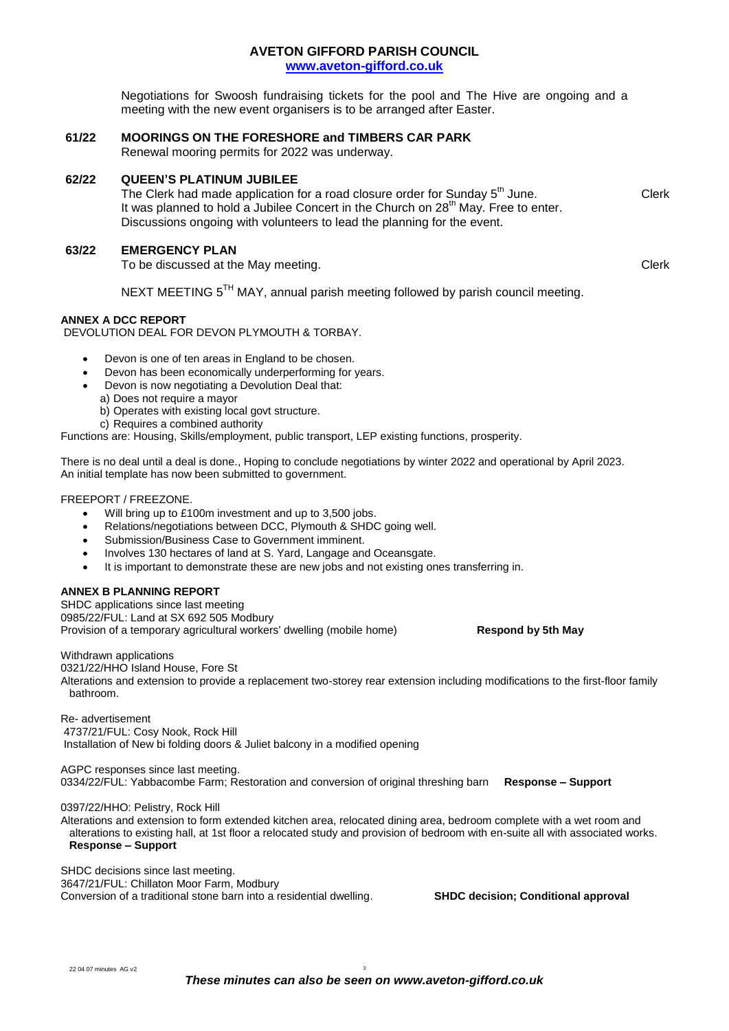Negotiations for Swoosh fundraising tickets for the pool and The Hive are ongoing and a meeting with the new event organisers is to be arranged after Easter.

**61/22 MOORINGS ON THE FORESHORE and TIMBERS CAR PARK**

Renewal mooring permits for 2022 was underway.

**62/22 QUEEN'S PLATINUM JUBILEE**

The Clerk had made application for a road closure order for Sunday 5th June. — Clerk

It was planned to hold a Jubilee Concert in the Church on 28th May. Free to enter.

Discussions ongoing with volunteers to lead the planning for the event.

**63/22 EMERGENCY PLAN**

To be discussed at the May meeting. — Clerk

NEXT MEETING 5TH MAY, annual parish meeting followed by parish council meeting.

**ANNEX A DCC REPORT**

DEVOLUTION DEAL FOR DEVON PLYMOUTH & TORBAY.

- Devon is one of ten areas in England to be chosen.
- Devon has been economically underperforming for years.
- Devon is now negotiating a Devolution Deal that:
  - a) Does not require a mayor
  - b) Operates with existing local govt structure.
  - c) Requires a combined authority

Functions are: Housing, Skills/employment, public transport, LEP existing functions, prosperity.

There is no deal until a deal is done., Hoping to conclude negotiations by winter 2022 and operational by April 2023. An initial template has now been submitted to government.

FREEPORT / FREEZONE.

- Will bring up to £100m investment and up to 3,500 jobs.
- Relations/negotiations between DCC, Plymouth & SHDC going well.
- Submission/Business Case to Government imminent.
- Involves 130 hectares of land at S. Yard, Langage and Oceansgate.
- It is important to demonstrate these are new jobs and not existing ones transferring in.

**ANNEX B PLANNING REPORT**

SHDC applications since last meeting

0985/22/FUL: Land at SX 692 505 Modbury

Provision of a temporary agricultural workers' dwelling (mobile home) **Respond by 5th May**

Withdrawn applications

0321/22/HHO Island House, Fore St

Alterations and extension to provide a replacement two-storey rear extension including modifications to the first-floor family bathroom.

Re- advertisement

4737/21/FUL: Cosy Nook, Rock Hill

Installation of New bi folding doors & Juliet balcony in a modified opening

AGPC responses since last meeting.

0334/22/FUL: Yabbacombe Farm; Restoration and conversion of original threshing barn **Response – Support**

0397/22/HHO: Pelistry, Rock Hill

Alterations and extension to form extended kitchen area, relocated dining area, bedroom complete with a wet room and alterations to existing hall, at 1st floor a relocated study and provision of bedroom with en-suite all with associated works. **Response – Support**

SHDC decisions since last meeting.

3647/21/FUL: Chillaton Moor Farm, Modbury

Conversion of a traditional stone barn into a residential dwelling. **SHDC decision; Conditional approval**